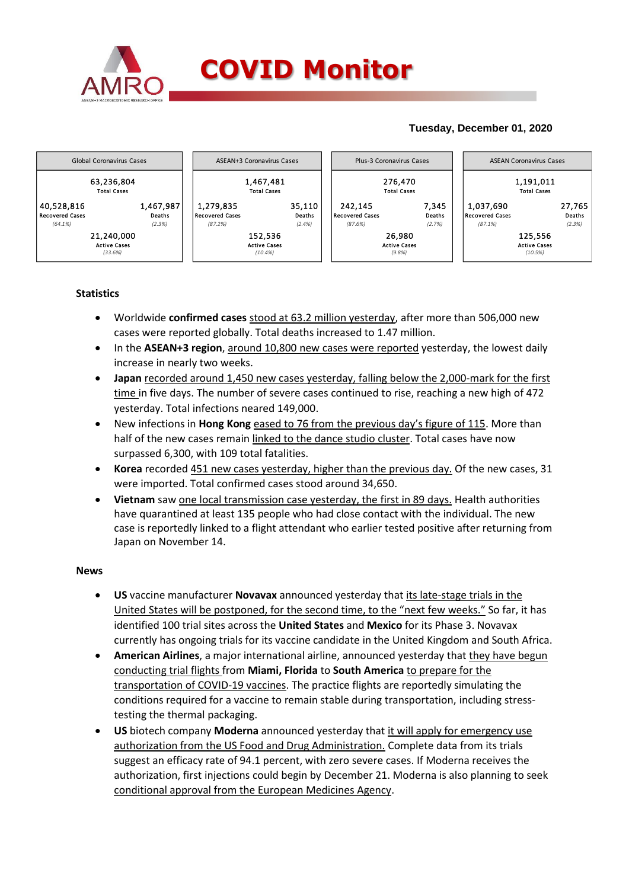# COVID Monitor

**Tuesday, December 01, 2020**

| Global Coronavirus Cases | | ASEAN+3 Coronavirus Cases | | Plus-3 Coronavirus Cases | | ASEAN Coronavirus Cases | |
|---|---|---|---|---|---|---|---|
| 63,236,804 Total Cases | | 1,467,481 Total Cases | | 276,470 Total Cases | | 1,191,011 Total Cases | |
| 40,528,816 Recovered Cases (64.1%) | 1,467,987 Deaths (2.3%) | 1,279,835 Recovered Cases (87.2%) | 35,110 Deaths (2.4%) | 242,145 Recovered Cases (87.6%) | 7,345 Deaths (2.7%) | 1,037,690 Recovered Cases (87.1%) | 27,765 Deaths (2.3%) |
| 21,240,000 Active Cases (33.6%) | | 152,536 Active Cases (10.4%) | | 26,980 Active Cases (9.8%) | | 125,556 Active Cases (10.5%) | |

**Statistics**

- Worldwide **confirmed cases** stood at 63.2 million yesterday, after more than 506,000 new cases were reported globally. Total deaths increased to 1.47 million.
- In the **ASEAN+3 region**, around 10,800 new cases were reported yesterday, the lowest daily increase in nearly two weeks.
- **Japan** recorded around 1,450 new cases yesterday, falling below the 2,000-mark for the first time in five days. The number of severe cases continued to rise, reaching a new high of 472 yesterday. Total infections neared 149,000.
- New infections in **Hong Kong** eased to 76 from the previous day's figure of 115. More than half of the new cases remain linked to the dance studio cluster. Total cases have now surpassed 6,300, with 109 total fatalities.
- **Korea** recorded 451 new cases yesterday, higher than the previous day. Of the new cases, 31 were imported. Total confirmed cases stood around 34,650.
- **Vietnam** saw one local transmission case yesterday, the first in 89 days. Health authorities have quarantined at least 135 people who had close contact with the individual. The new case is reportedly linked to a flight attendant who earlier tested positive after returning from Japan on November 14.

**News**

- **US** vaccine manufacturer **Novavax** announced yesterday that its late-stage trials in the United States will be postponed, for the second time, to the "next few weeks." So far, it has identified 100 trial sites across the **United States** and **Mexico** for its Phase 3. Novavax currently has ongoing trials for its vaccine candidate in the United Kingdom and South Africa.
- **American Airlines**, a major international airline, announced yesterday that they have begun conducting trial flights from **Miami, Florida** to **South America** to prepare for the transportation of COVID-19 vaccines. The practice flights are reportedly simulating the conditions required for a vaccine to remain stable during transportation, including stress-testing the thermal packaging.
- **US** biotech company **Moderna** announced yesterday that it will apply for emergency use authorization from the US Food and Drug Administration. Complete data from its trials suggest an efficacy rate of 94.1 percent, with zero severe cases. If Moderna receives the authorization, first injections could begin by December 21. Moderna is also planning to seek conditional approval from the European Medicines Agency.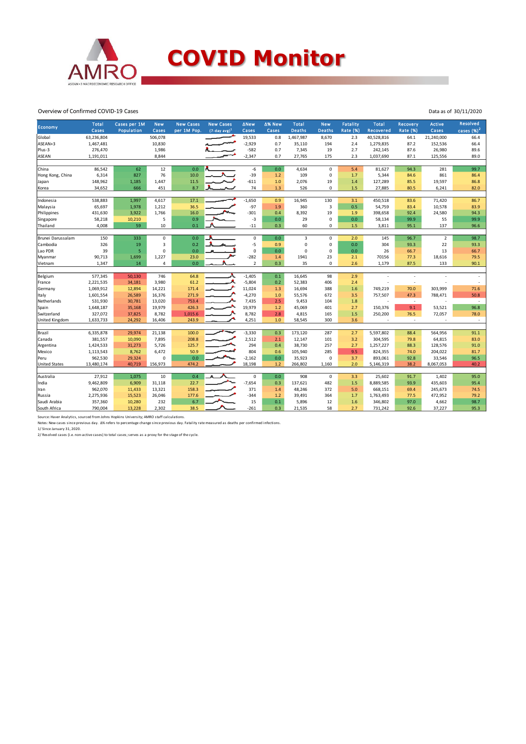# COVID Monitor

Overview of Confirmed COVID-19 Cases

Data as of 30/11/2020

| Economy | Total Cases | Cases per 1M Population | New Cases | New Cases per 1M Pop. | New Cases (7-day avg)[1] | ΔNew Cases | Δ% New Cases | Total Deaths | New Deaths | Fatality Rate (%) | Total Recovered | Recovery Rate (%) | Active Cases | Resolved cases (%)[2] |
|---|---|---|---|---|---|---|---|---|---|---|---|---|---|---|
| Global | 63,236,804 | | 506,078 | | | 19,533 | 0.8 | 1,467,987 | 8,670 | 2.3 | 40,528,816 | 64.1 | 21,240,000 | 66.4 |
| ASEAN+3 | 1,467,481 | | 10,830 | | | -2,929 | 0.7 | 35,110 | 194 | 2.4 | 1,279,835 | 87.2 | 152,536 | 66.4 |
| Plus-3 | 276,470 | | 1,986 | | | -582 | 0.7 | 7,345 | 19 | 2.7 | 242,145 | 87.6 | 26,980 | 89.6 |
| ASEAN | 1,191,011 | | 8,844 | | | -2,347 | 0.7 | 27,765 | 175 | 2.3 | 1,037,690 | 87.1 | 125,556 | 89.0 |
| | | | | | | | | | | | | | | |
| China | 86,542 | 62 | 12 | 0.0 | | -6 | 0.0 | 4,634 | 0 | 5.4 | 81,627 | 94.3 | 281 | 99.7 |
| Hong Kong, China | 6,314 | 827 | 76 | 10.0 | | -39 | 1.2 | 109 | 0 | 1.7 | 5,344 | 84.6 | 861 | 86.4 |
| Japan | 148,962 | 1,185 | 1,447 | 11.5 | | -611 | 1.0 | 2,076 | 19 | 1.4 | 127,289 | 85.5 | 19,597 | 86.8 |
| Korea | 34,652 | 666 | 451 | 8.7 | | 74 | 1.3 | 526 | 0 | 1.5 | 27,885 | 80.5 | 6,241 | 82.0 |
| | | | | | | | | | | | | | | |
| Indonesia | 538,883 | 1,997 | 4,617 | 17.1 | | -1,650 | 0.9 | 16,945 | 130 | 3.1 | 450,518 | 83.6 | 71,420 | 86.7 |
| Malaysia | 65,697 | 1,978 | 1,212 | 36.5 | | -97 | 1.9 | 360 | 3 | 0.5 | 54,759 | 83.4 | 10,578 | 83.9 |
| Philippines | 431,630 | 3,922 | 1,766 | 16.0 | | -301 | 0.4 | 8,392 | 19 | 1.9 | 398,658 | 92.4 | 24,580 | 94.3 |
| Singapore | 58,218 | 10,210 | 5 | 0.9 | | -3 | 0.0 | 29 | 0 | 0.0 | 58,134 | 99.9 | 55 | 99.9 |
| Thailand | 4,008 | 59 | 10 | 0.1 | | -11 | 0.3 | 60 | 0 | 1.5 | 3,811 | 95.1 | 137 | 96.6 |
| | | | | | | | | | | | | | | |
| Brunei Darussalam | 150 | 333 | 0 | 0.0 | | 0 | 0.0 | 3 | 0 | 2.0 | 145 | 96.7 | 2 | 98.7 |
| Cambodia | 326 | 19 | 3 | 0.2 | | -5 | 0.9 | 0 | 0 | 0.0 | 304 | 93.3 | 22 | 93.3 |
| Lao PDR | 39 | 5 | 0 | 0.0 | | 0 | 0.0 | 0 | 0 | 0.0 | 26 | 66.7 | 13 | 66.7 |
| Myanmar | 90,713 | 1,699 | 1,227 | 23.0 | | -282 | 1.4 | 1941 | 23 | 2.1 | 70156 | 77.3 | 18,616 | 79.5 |
| Vietnam | 1,347 | 14 | 4 | 0.0 | | 2 | 0.3 | 35 | 0 | 2.6 | 1,179 | 87.5 | 133 | 90.1 |
| | | | | | | | | | | | | | | |
| Belgium | 577,345 | 50,130 | 746 | 64.8 | | -1,405 | 0.1 | 16,645 | 98 | 2.9 | - | - | - | - |
| France | 2,221,535 | 34,181 | 3,980 | 61.2 | | -5,804 | 0.2 | 52,383 | 406 | 2.4 | - | - | - | - |
| Germany | 1,069,912 | 12,894 | 14,221 | 171.4 | | 11,024 | 1.3 | 16,694 | 388 | 1.6 | 749,219 | 70.0 | 303,999 | 71.6 |
| Italy | 1,601,554 | 26,589 | 16,376 | 271.9 | | -4,270 | 1.0 | 55,576 | 672 | 3.5 | 757,507 | 47.3 | 788,471 | 50.8 |
| Netherlands | 531,930 | 30,781 | 13,020 | 753.4 | | 7,435 | 2.5 | 9,453 | 104 | 1.8 | - | - | - | - |
| Spain | 1,648,187 | 35,168 | 19,979 | 426.3 | | 19,979 | 1.2 | 45,069 | 401 | 2.7 | 150,376 | 9.1 | 53,521 | 96.8 |
| Switzerland | 327,072 | 37,825 | 8,782 | 1,015.6 | | 8,782 | 2.8 | 4,815 | 165 | 1.5 | 250,200 | 76.5 | 72,057 | 78.0 |
| United Kingdom | 1,633,733 | 24,292 | 16,406 | 243.9 | | 4,251 | 1.0 | 58,545 | 300 | 3.6 | - | - | - | - |
| | | | | | | | | | | | | | | |
| Brazil | 6,335,878 | 29,974 | 21,138 | 100.0 | | -3,330 | 0.3 | 173,120 | 287 | 2.7 | 5,597,802 | 88.4 | 564,956 | 91.1 |
| Canada | 381,557 | 10,090 | 7,895 | 208.8 | | 2,512 | 2.1 | 12,147 | 101 | 3.2 | 304,595 | 79.8 | 64,815 | 83.0 |
| Argentina | 1,424,533 | 31,273 | 5,726 | 125.7 | | 294 | 0.4 | 38,730 | 257 | 2.7 | 1,257,227 | 88.3 | 128,576 | 91.0 |
| Mexico | 1,113,543 | 8,762 | 6,472 | 50.9 | | 804 | 0.6 | 105,940 | 285 | 9.5 | 824,355 | 74.0 | 204,022 | 81.7 |
| Peru | 962,530 | 29,324 | 0 | 0.0 | | -2,162 | 0.0 | 35,923 | 0 | 3.7 | 893,061 | 92.8 | 33,546 | 96.5 |
| United States | 13,480,174 | 40,719 | 156,973 | 474.2 | | 18,198 | 1.2 | 266,802 | 1,160 | 2.0 | 5,146,319 | 38.2 | 8,067,053 | 40.2 |
| | | | | | | | | | | | | | | |
| Australia | 27,912 | 1,075 | 10 | 0.4 | | 0 | 0.0 | 908 | 0 | 3.3 | 25,602 | 91.7 | 1,402 | 95.0 |
| India | 9,462,809 | 6,909 | 31,118 | 22.7 | | -7,654 | 0.3 | 137,621 | 482 | 1.5 | 8,889,585 | 93.9 | 435,603 | 95.4 |
| Iran | 962,070 | 11,433 | 13,321 | 158.3 | | 371 | 1.4 | 48,246 | 372 | 5.0 | 668,151 | 69.4 | 245,673 | 74.5 |
| Russia | 2,275,936 | 15,523 | 26,046 | 177.6 | | -344 | 1.2 | 39,491 | 364 | 1.7 | 1,763,493 | 77.5 | 472,952 | 79.2 |
| Saudi Arabia | 357,360 | 10,280 | 232 | 6.7 | | 15 | 0.1 | 5,896 | 12 | 1.6 | 346,802 | 97.0 | 4,662 | 98.7 |
| South Africa | 790,004 | 13,228 | 2,302 | 38.5 | | -261 | 0.3 | 21,535 | 58 | 2.7 | 731,242 | 92.6 | 37,227 | 95.3 |

Source: Haver Analytics, sourced from Johns Hopkins University; AMRO staff calculations.

Notes: New cases since previous day. Δ% refers to percentage change since previous day. Fatality rate measured as deaths per confirmed infections.

1/ Since January 31, 2020.

2/ Resolved cases (i.e. non-active cases) to total cases; serves as a proxy for the stage of the cycle.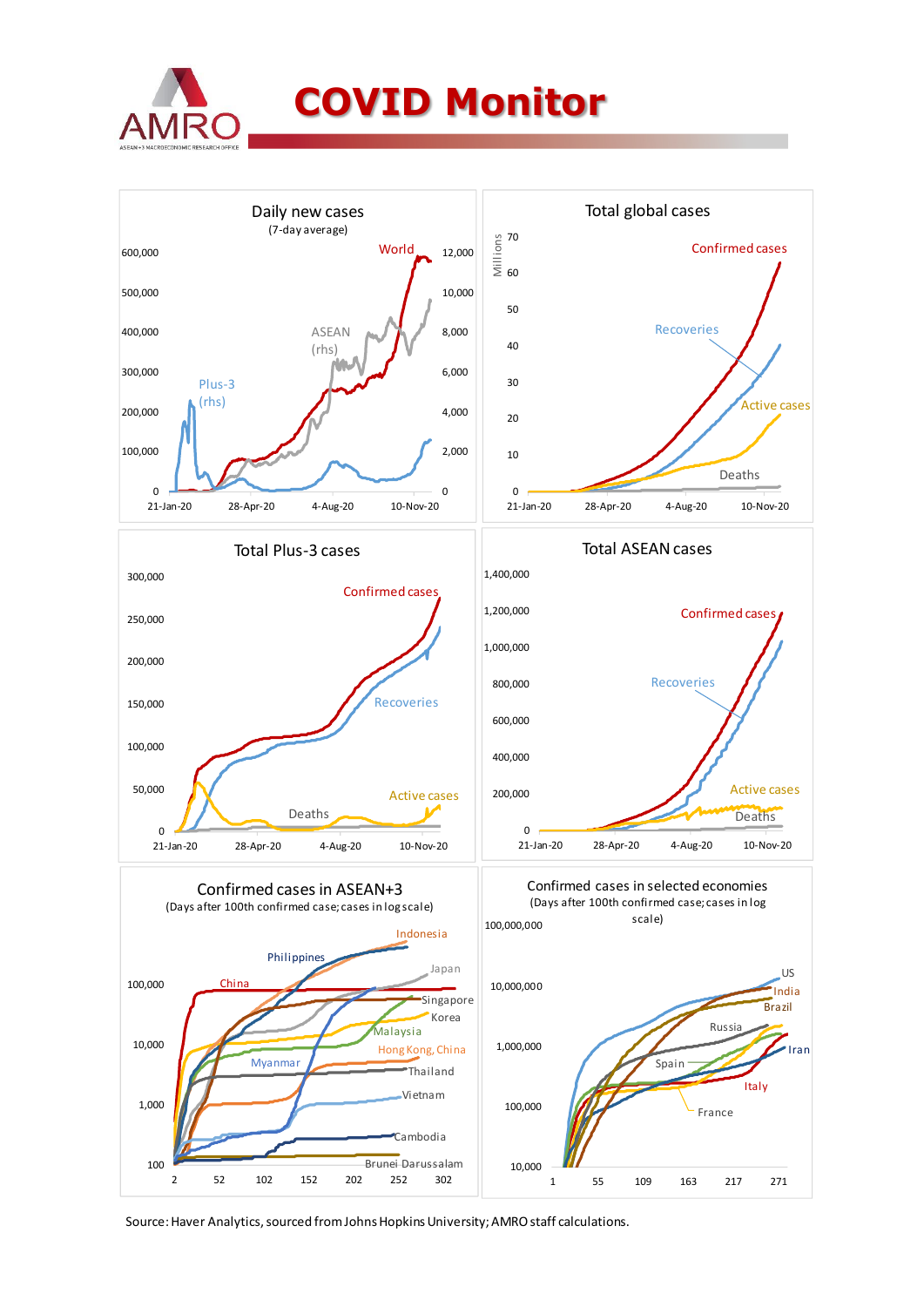# COVID Monitor

AMRO
ASEAN+3 MACROECONOMIC RESEARCH OFFICE

## Daily new cases

(7-day average)

600,000
500,000
400,000
300,000
200,000
100,000
0

12,000
10,000
8,000
6,000
4,000
2,000
0

World
ASEAN (rhs)
Plus-3 (rhs)

21-Jan-20 28-Apr-20 4-Aug-20 10-Nov-20

## Total global cases

Millions

70
60
50
40
30
20
10
0

Confirmed cases
Recoveries
Active cases
Deaths

21-Jan-20 28-Apr-20 4-Aug-20 10-Nov-20

## Total Plus-3 cases

300,000
250,000
200,000
150,000
100,000
50,000
0

Confirmed cases
Recoveries
Active cases
Deaths

21-Jan-20 28-Apr-20 4-Aug-20 10-Nov-20

## Total ASEAN cases

1,400,000
1,200,000
1,000,000
800,000
600,000
400,000
200,000
0

Confirmed cases
Recoveries
Active cases
Deaths

21-Jan-20 28-Apr-20 4-Aug-20 10-Nov-20

## Confirmed cases in ASEAN+3

(Days after 100th confirmed case; cases in log scale)

100,000
10,000
1,000
100

Indonesia
Philippines
Japan
China
Singapore
Korea
Malaysia
Hong Kong, China
Myanmar
Thailand
Vietnam
Cambodia
Brunei Darussalam

2 52 102 152 202 252 302

## Confirmed cases in selected economies

(Days after 100th confirmed case; cases in log scale)

100,000,000
10,000,000
1,000,000
100,000
10,000

US
India
Brazil
Russia
Iran
Spain
Italy
France

1 55 109 163 217 271

Source: Haver Analytics, sourced from Johns Hopkins University; AMRO staff calculations.